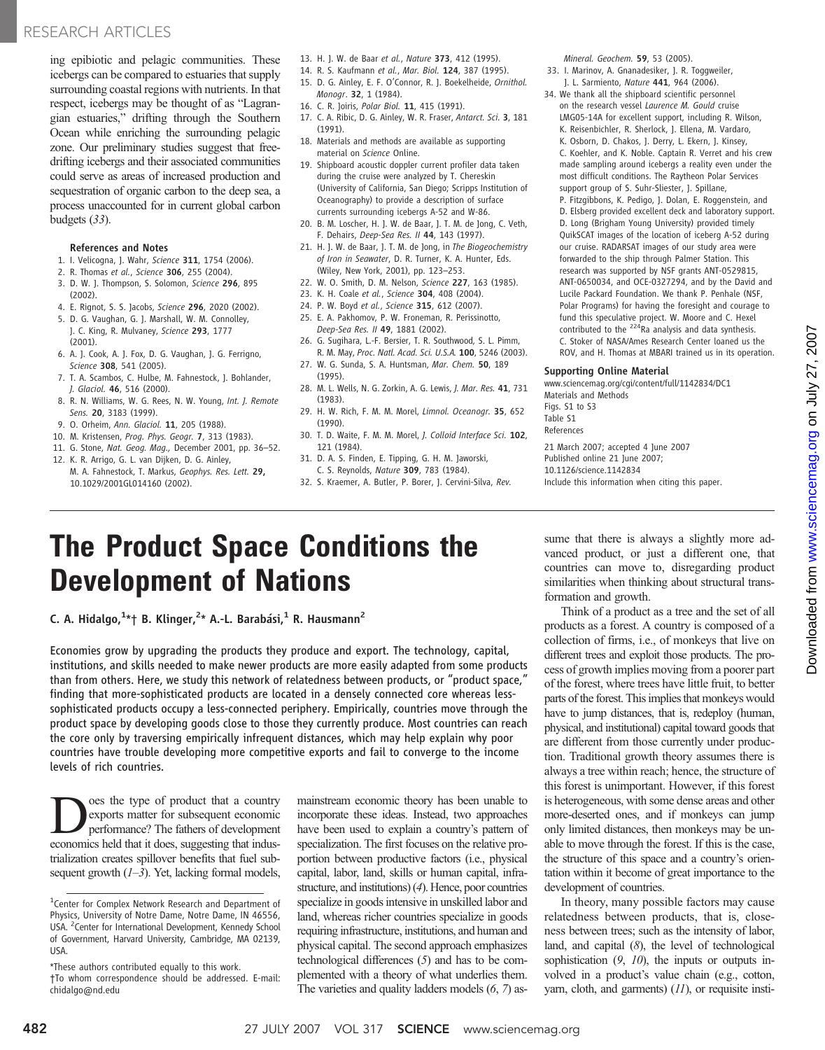ing epibiotic and pelagic communities. These icebergs can be compared to estuaries that supply surrounding coastal regions with nutrients. In that respect, icebergs may be thought of as "Lagrangian estuaries," drifting through the Southern Ocean while enriching the surrounding pelagic zone. Our preliminary studies suggest that free-drifting icebergs and their associated communities could serve as areas of increased production and sequestration of organic carbon to the deep sea, a process unaccounted for in current global carbon budgets (*33*).

### References and Notes

1. I. Velicogna, J. Wahr, *Science* **311**, 1754 (2006).
2. R. Thomas *et al.*, *Science* **306**, 255 (2004).
3. D. W. J. Thompson, S. Solomon, *Science* **296**, 895 (2002).
4. E. Rignot, S. S. Jacobs, *Science* **296**, 2020 (2002).
5. D. G. Vaughan, G. J. Marshall, W. M. Connolley, J. C. King, R. Mulvaney, *Science* **293**, 1777 (2001).
6. A. J. Cook, A. J. Fox, D. G. Vaughan, J. G. Ferrigno, *Science* **308**, 541 (2005).
7. T. A. Scambos, C. Hulbe, M. Fahnestock, J. Bohlander, *J. Glaciol.* **46**, 516 (2000).
8. R. N. Williams, W. G. Rees, N. W. Young, *Int. J. Remote Sens.* **20**, 3183 (1999).
9. O. Orheim, *Ann. Glaciol.* **11**, 205 (1988).
10. M. Kristensen, *Prog. Phys. Geogr.* **7**, 313 (1983).
11. G. Stone, *Nat. Geog. Mag.*, December 2001, pp. 36–52.
12. K. R. Arrigo, G. L. van Dijken, D. G. Ainley, M. A. Fahnestock, T. Markus, *Geophys. Res. Lett.* **29**, 10.1029/2001GL014160 (2002).
13. H. J. W. de Baar *et al.*, *Nature* **373**, 412 (1995).
14. R. S. Kaufmann *et al.*, *Mar. Biol.* **124**, 387 (1995).
15. D. G. Ainley, E. F. O'Connor, R. J. Boekelheide, *Ornithol. Monogr.* **32**, 1 (1984).
16. C. R. Joiris, *Polar Biol.* **11**, 415 (1991).
17. C. A. Ribic, D. G. Ainley, W. R. Fraser, *Antarct. Sci.* **3**, 181 (1991).
18. Materials and methods are available as supporting material on *Science* Online.
19. Shipboard acoustic doppler current profiler data taken during the cruise were analyzed by T. Chereskin (University of California, San Diego; Scripps Institution of Oceanography) to provide a description of surface currents surrounding icebergs A-52 and W-86.
20. B. M. Loscher, H. J. W. de Baar, J. T. M. de Jong, C. Veth, F. Dehairs, *Deep-Sea Res. II* **44**, 143 (1997).
21. H. J. W. de Baar, J. T. M. de Jong, in *The Biogeochemistry of Iron in Seawater*, D. R. Turner, K. A. Hunter, Eds. (Wiley, New York, 2001), pp. 123–253.
22. W. O. Smith, D. M. Nelson, *Science* **227**, 163 (1985).
23. K. H. Coale *et al.*, *Science* **304**, 408 (2004).
24. P. W. Boyd *et al.*, *Science* **315**, 612 (2007).
25. E. A. Pakhomov, P. W. Froneman, R. Perissinotto, *Deep-Sea Res. II* **49**, 1881 (2002).
26. G. Sugihara, L.-F. Bersier, T. R. Southwood, S. L. Pimm, R. M. May, *Proc. Natl. Acad. Sci. U.S.A.* **100**, 5246 (2003).
27. W. G. Sunda, S. A. Huntsman, *Mar. Chem.* **50**, 189 (1995).
28. M. L. Wells, N. G. Zorkin, A. G. Lewis, *J. Mar. Res.* **41**, 731 (1983).
29. H. W. Rich, F. M. M. Morel, *Limnol. Oceanogr.* **35**, 652 (1990).
30. T. D. Waite, F. M. M. Morel, *J. Colloid Interface Sci.* **102**, 121 (1984).
31. D. A. S. Finden, E. Tipping, G. H. M. Jaworski, C. S. Reynolds, *Nature* **309**, 783 (1984).
32. S. Kraemer, A. Butler, P. Borer, J. Cervini-Silva, *Rev. Mineral. Geochem.* **59**, 53 (2005).
33. I. Marinov, A. Gnanadesiker, J. R. Toggweiler, J. L. Sarmiento, *Nature* **441**, 964 (2006).
34. We thank all the shipboard scientific personnel on the research vessel *Laurence M. Gould* cruise LMG05-14A for excellent support, including R. Wilson, K. Reisenbichler, R. Sherlock, J. Ellena, M. Vardaro, K. Osborn, D. Chakos, J. Derry, L. Ekern, J. Kinsey, C. Koehler, and K. Noble. Captain R. Verret and his crew made sampling around icebergs a reality even under the most difficult conditions. The Raytheon Polar Services support group of S. Suhr-Sliester, J. Spillane, P. Fitzgibbons, K. Pedigo, J. Dolan, E. Roggenstein, and D. Elsberg provided excellent deck and laboratory support. D. Long (Brigham Young University) provided timely QuikSCAT images of the location of iceberg A-52 during our cruise. RADARSAT images of our study area were forwarded to the ship through Palmer Station. This research was supported by NSF grants ANT-0529815, ANT-0650034, and OCE-0327294, and by the David and Lucile Packard Foundation. We thank P. Penhale (NSF, Polar Programs) for having the foresight and courage to fund this speculative project. W. Moore and C. Hexel contributed to the $^{224}$Ra analysis and data synthesis. C. Stoker of NASA/Ames Research Center loaned us the ROV, and H. Thomas at MBARI trained us in its operation.

**Supporting Online Material**

www.sciencemag.org/cgi/content/full/1142834/DC1
Materials and Methods
Figs. S1 to S3
Table S1
References

21 March 2007; accepted 4 June 2007
Published online 21 June 2007;
10.1126/science.1142834
Include this information when citing this paper.

# The Product Space Conditions the Development of Nations

**C. A. Hidalgo,[1]*† B. Klinger,[2]* A.-L. Barabási,[1] R. Hausmann[2]**

Economies grow by upgrading the products they produce and export. The technology, capital, institutions, and skills needed to make newer products are more easily adapted from some products than from others. Here, we study this network of relatedness between products, or "product space," finding that more-sophisticated products are located in a densely connected core whereas less-sophisticated products occupy a less-connected periphery. Empirically, countries move through the product space by developing goods close to those they currently produce. Most countries can reach the core only by traversing empirically infrequent distances, which may help explain why poor countries have trouble developing more competitive exports and fail to converge to the income levels of rich countries.

Does the type of product that a country exports matter for subsequent economic performance? The fathers of development economics held that it does, suggesting that industrialization creates spillover benefits that fuel subsequent growth (*1–3*). Yet, lacking formal models, mainstream economic theory has been unable to incorporate these ideas. Instead, two approaches have been used to explain a country's pattern of specialization. The first focuses on the relative proportion between productive factors (i.e., physical capital, labor, land, skills or human capital, infrastructure, and institutions) (*4*). Hence, poor countries specialize in goods intensive in unskilled labor and land, whereas richer countries specialize in goods requiring infrastructure, institutions, and human and physical capital. The second approach emphasizes technological differences (*5*) and has to be complemented with a theory of what underlies them. The varieties and quality ladders models (*6*, *7*) assume that there is always a slightly more advanced product, or just a different one, that countries can move to, disregarding product similarities when thinking about structural transformation and growth.

Think of a product as a tree and the set of all products as a forest. A country is composed of a collection of firms, i.e., of monkeys that live on different trees and exploit those products. The process of growth implies moving from a poorer part of the forest, where trees have little fruit, to better parts of the forest. This implies that monkeys would have to jump distances, that is, redeploy (human, physical, and institutional) capital toward goods that are different from those currently under production. Traditional growth theory assumes there is always a tree within reach; hence, the structure of this forest is unimportant. However, if this forest is heterogeneous, with some dense areas and other more-deserted ones, and if monkeys can jump only limited distances, then monkeys may be unable to move through the forest. If this is the case, the structure of this space and a country's orientation within it become of great importance to the development of countries.

In theory, many possible factors may cause relatedness between products, that is, closeness between trees; such as the intensity of labor, land, and capital (*8*), the level of technological sophistication (*9*, *10*), the inputs or outputs involved in a product's value chain (e.g., cotton, yarn, cloth, and garments) (*11*), or requisite insti-

[1]Center for Complex Network Research and Department of Physics, University of Notre Dame, Notre Dame, IN 46556, USA. [2]Center for International Development, Harvard University, Kennedy School of Government, Harvard University, Cambridge, MA 02139, USA.

*These authors contributed equally to this work.

†To whom correspondence should be addressed. E-mail: chidalgo@nd.edu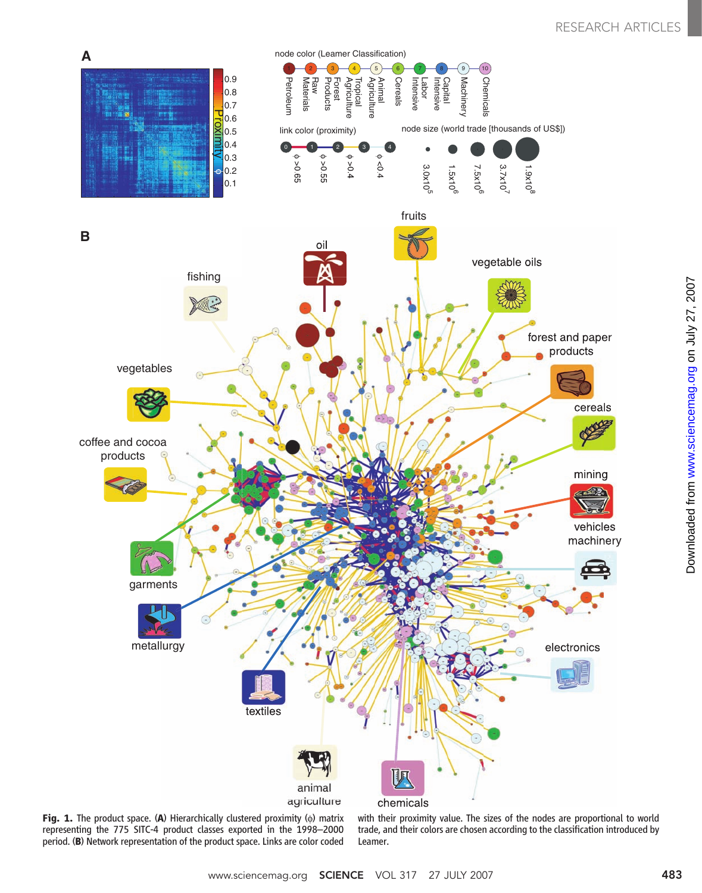**Fig. 1.** The product space. (**A**) Hierarchically clustered proximity (φ) matrix representing the 775 SITC-4 product classes exported in the 1998–2000 period. (**B**) Network representation of the product space. Links are color coded with their proximity value. The sizes of the nodes are proportional to world trade, and their colors are chosen according to the classification introduced by Leamer.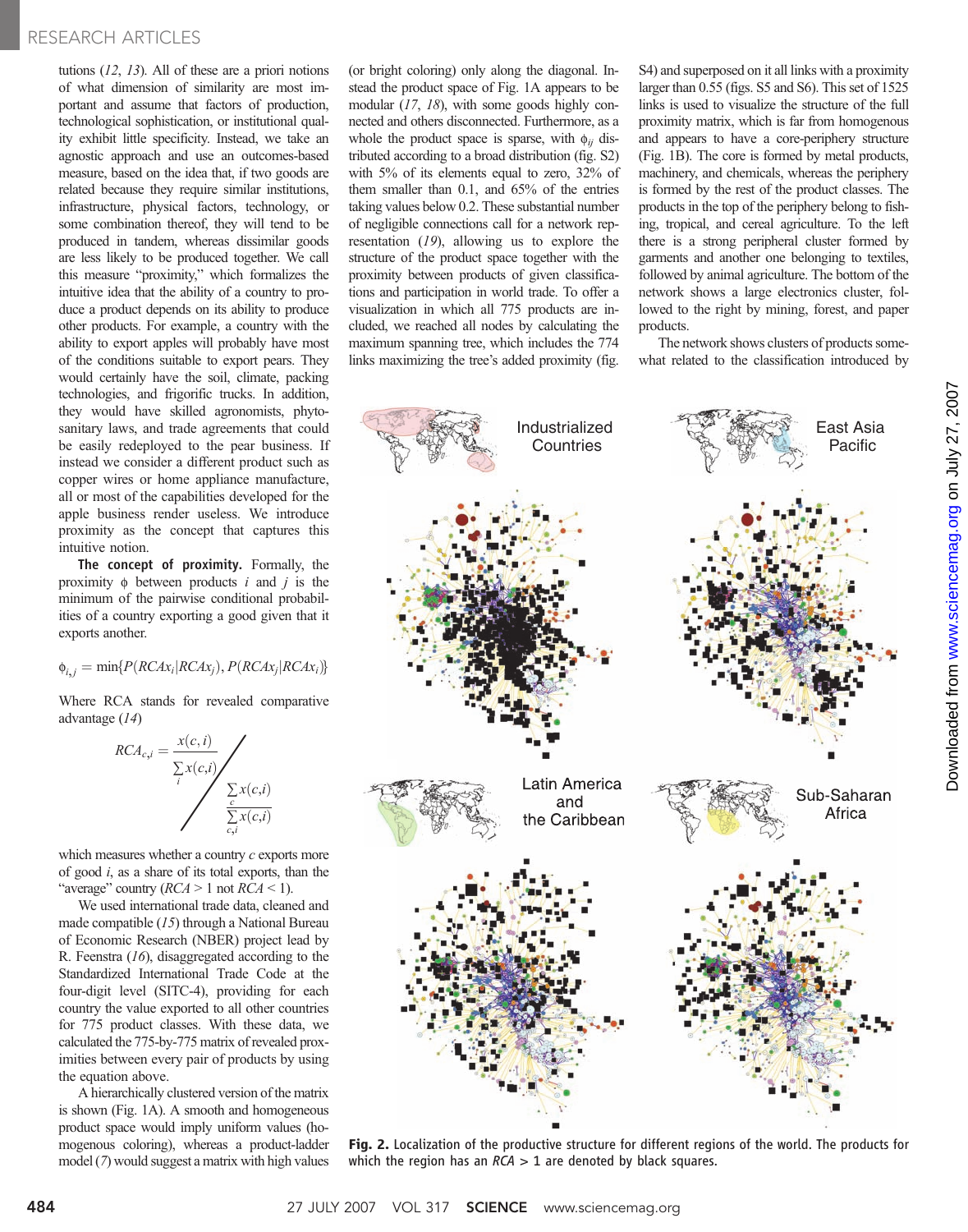tutions (*12*, *13*). All of these are a priori notions of what dimension of similarity are most important and assume that factors of production, technological sophistication, or institutional quality exhibit little specificity. Instead, we take an agnostic approach and use an outcomes-based measure, based on the idea that, if two goods are related because they require similar institutions, infrastructure, physical factors, technology, or some combination thereof, they will tend to be produced in tandem, whereas dissimilar goods are less likely to be produced together. We call this measure "proximity," which formalizes the intuitive idea that the ability of a country to produce a product depends on its ability to produce other products. For example, a country with the ability to export apples will probably have most of the conditions suitable to export pears. They would certainly have the soil, climate, packing technologies, and frigorific trucks. In addition, they would have skilled agronomists, phytosanitary laws, and trade agreements that could be easily redeployed to the pear business. If instead we consider a different product such as copper wires or home appliance manufacture, all or most of the capabilities developed for the apple business render useless. We introduce proximity as the concept that captures this intuitive notion.

**The concept of proximity.** Formally, the proximity $\phi$ between products $i$ and $j$ is the minimum of the pairwise conditional probabilities of a country exporting a good given that it exports another.

$$\phi_{i,j} = \min\{P(RCAx_i|RCAx_j), P(RCAx_j|RCAx_i)\}$$

Where RCA stands for revealed comparative advantage (*14*)

$$RCA_{c,i} = \frac{x(c,i)}{\sum_i x(c,i)} \bigg/ \frac{\sum_c x(c,i)}{\sum_{c,i} x(c,i)}$$

which measures whether a country $c$ exports more of good $i$, as a share of its total exports, than the "average" country ($RCA > 1$ not $RCA < 1$).

We used international trade data, cleaned and made compatible (*15*) through a National Bureau of Economic Research (NBER) project lead by R. Feenstra (*16*), disaggregated according to the Standardized International Trade Code at the four-digit level (SITC-4), providing for each country the value exported to all other countries for 775 product classes. With these data, we calculated the 775-by-775 matrix of revealed proximities between every pair of products by using the equation above.

A hierarchically clustered version of the matrix is shown (Fig. 1A). A smooth and homogeneous product space would imply uniform values (homogenous coloring), whereas a product-ladder model (*7*) would suggest a matrix with high values (or bright coloring) only along the diagonal. Instead the product space of Fig. 1A appears to be modular (*17*, *18*), with some goods highly connected and others disconnected. Furthermore, as a whole the product space is sparse, with $\phi_{ij}$ distributed according to a broad distribution (fig. S2) with 5% of its elements equal to zero, 32% of them smaller than 0.1, and 65% of the entries taking values below 0.2. These substantial number of negligible connections call for a network representation (*19*), allowing us to explore the structure of the product space together with the proximity between products of given classifications and participation in world trade. To offer a visualization in which all 775 products are included, we reached all nodes by calculating the maximum spanning tree, which includes the 774 links maximizing the tree's added proximity (fig. S4) and superposed on it all links with a proximity larger than 0.55 (figs. S5 and S6). This set of 1525 links is used to visualize the structure of the full proximity matrix, which is far from homogenous and appears to have a core-periphery structure (Fig. 1B). The core is formed by metal products, machinery, and chemicals, whereas the periphery is formed by the rest of the product classes. The products in the top of the periphery belong to fishing, tropical, and cereal agriculture. To the left there is a strong peripheral cluster formed by garments and another one belonging to textiles, followed by animal agriculture. The bottom of the network shows a large electronics cluster, followed to the right by mining, forest, and paper products.

The network shows clusters of products somewhat related to the classification introduced by

Industrialized Countries | East Asia Pacific | Latin America and the Caribbean | Sub-Saharan Africa

**Fig. 2.** Localization of the productive structure for different regions of the world. The products for which the region has an $RCA > 1$ are denoted by black squares.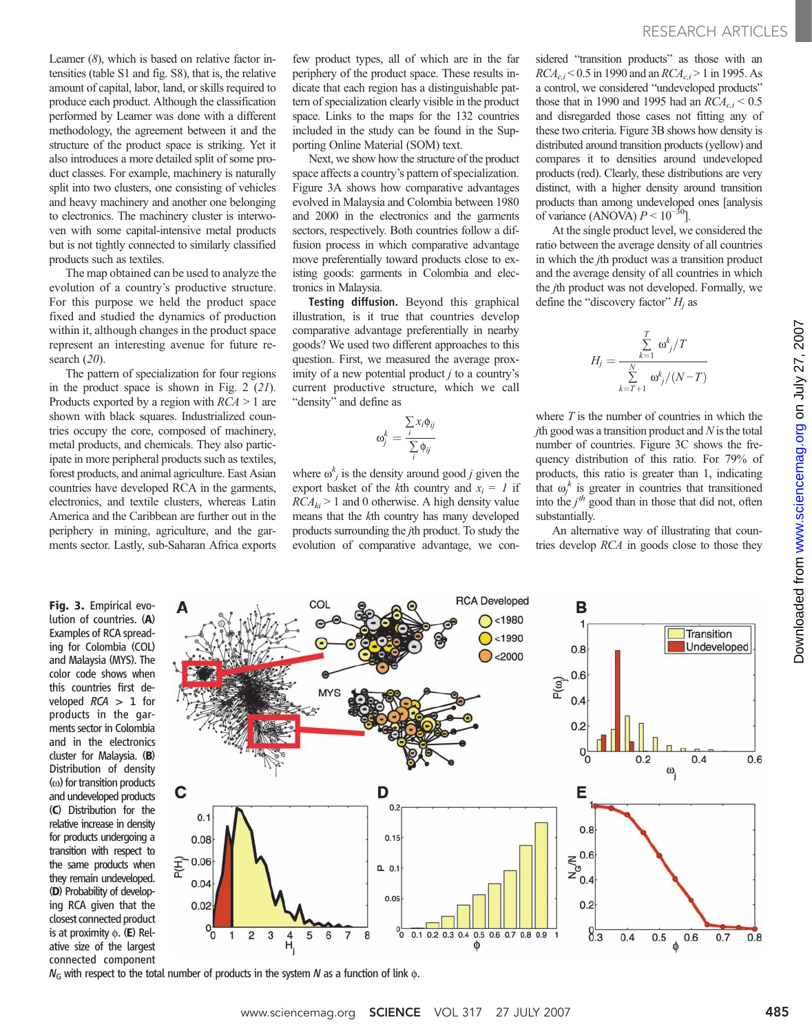Leamer (8), which is based on relative factor intensities (table S1 and fig. S8), that is, the relative amount of capital, labor, land, or skills required to produce each product. Although the classification performed by Leamer was done with a different methodology, the agreement between it and the structure of the product space is striking. Yet it also introduces a more detailed split of some product classes. For example, machinery is naturally split into two clusters, one consisting of vehicles and heavy machinery and another one belonging to electronics. The machinery cluster is interwoven with some capital-intensive metal products but is not tightly connected to similarly classified products such as textiles.

The map obtained can be used to analyze the evolution of a country's productive structure. For this purpose we held the product space fixed and studied the dynamics of production within it, although changes in the product space represent an interesting avenue for future research (20).

The pattern of specialization for four regions in the product space is shown in Fig. 2 (21). Products exported by a region with $RCA > 1$ are shown with black squares. Industrialized countries occupy the core, composed of machinery, metal products, and chemicals. They also participate in more peripheral products such as textiles, forest products, and animal agriculture. East Asian countries have developed RCA in the garments, electronics, and textile clusters, whereas Latin America and the Caribbean are further out in the periphery in mining, agriculture, and the garments sector. Lastly, sub-Saharan Africa exports few product types, all of which are in the far periphery of the product space. These results indicate that each region has a distinguishable pattern of specialization clearly visible in the product space. Links to the maps for the 132 countries included in the study can be found in the Supporting Online Material (SOM) text.

Next, we show how the structure of the product space affects a country's pattern of specialization. Figure 3A shows how comparative advantages evolved in Malaysia and Colombia between 1980 and 2000 in the electronics and the garments sectors, respectively. Both countries follow a diffusion process in which comparative advantage move preferentially toward products close to existing goods: garments in Colombia and electronics in Malaysia.

**Testing diffusion.** Beyond this graphical illustration, is it true that countries develop comparative advantage preferentially in nearby goods? We used two different approaches to this question. First, we measured the average proximity of a new potential product $j$ to a country's current productive structure, which we call "density" and define as

$$\omega_j^k = \frac{\sum_i x_i \phi_{ij}}{\sum_i \phi_{ij}}$$

where $\omega_j^k$ is the density around good $j$ given the export basket of the $k$th country and $x_i = 1$ if $RCA_{ki} > 1$ and 0 otherwise. A high density value means that the $k$th country has many developed products surrounding the $j$th product. To study the evolution of comparative advantage, we considered "transition products" as those with an $RCA_{c,i} < 0.5$ in 1990 and an $RCA_{c,i} > 1$ in 1995. As a control, we considered "undeveloped products" those that in 1990 and 1995 had an $RCA_{c,i} < 0.5$ and disregarded those cases not fitting any of these two criteria. Figure 3B shows how density is distributed around transition products (yellow) and compares it to densities around undeveloped products (red). Clearly, these distributions are very distinct, with a higher density around transition products than among undeveloped ones [analysis of variance (ANOVA) $P < 10^{-30}$].

At the single product level, we considered the ratio between the average density of all countries in which the $j$th product was a transition product and the average density of all countries in which the $j$th product was not developed. Formally, we define the "discovery factor" $H_j$ as

$$H_j = \frac{\sum_{k=1}^{T} \omega_j^k / T}{\sum_{k=T+1}^{N} \omega_j^k / (N-T)}$$

where $T$ is the number of countries in which the $j$th good was a transition product and $N$ is the total number of countries. Figure 3C shows the frequency distribution of this ratio. For 79% of products, this ratio is greater than 1, indicating that $\omega_j^k$ is greater in countries that transitioned into the $j^{th}$ good than in those that did not, often substantially.

An alternative way of illustrating that countries develop $RCA$ in goods close to those they

**Fig. 3.** Empirical evolution of countries. (**A**) Examples of RCA spreading for Colombia (COL) and Malaysia (MYS). The color code shows when this countries first developed $RCA > 1$ for products in the garments sector in Colombia and in the electronics cluster for Malaysia. (**B**) Distribution of density ($\omega$) for transition products and undeveloped products (**C**) Distribution for the relative increase in density for products undergoing a transition with respect to the same products when they remain undeveloped. (**D**) Probability of developing RCA given that the closest connected product is at proximity $\phi$. (**E**) Relative size of the largest connected component $N_G$ with respect to the total number of products in the system $N$ as a function of link $\phi$.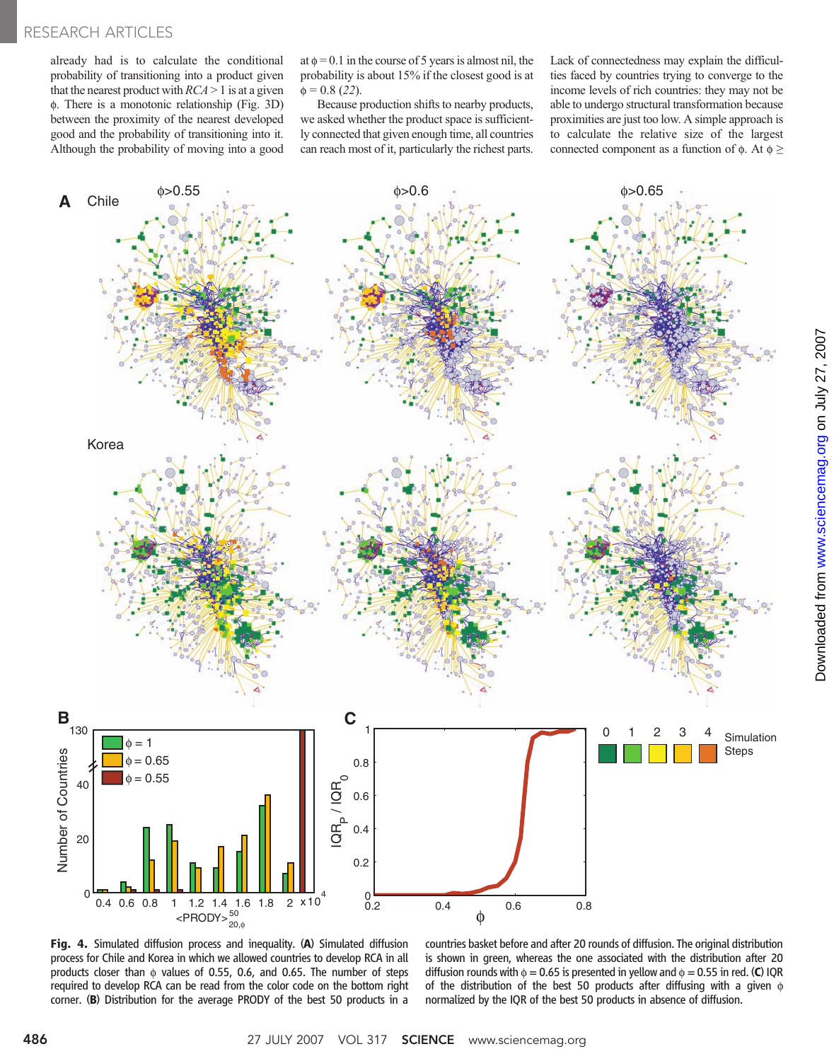already had is to calculate the conditional probability of transitioning into a product given that the nearest product with $RCA > 1$ is at a given $\phi$. There is a monotonic relationship (Fig. 3D) between the proximity of the nearest developed good and the probability of transitioning into it. Although the probability of moving into a good at $\phi = 0.1$ in the course of 5 years is almost nil, the probability is about 15% if the closest good is at $\phi = 0.8$ (*22*).

Because production shifts to nearby products, we asked whether the product space is sufficiently connected that given enough time, all countries can reach most of it, particularly the richest parts. Lack of connectedness may explain the difficulties faced by countries trying to converge to the income levels of rich countries: they may not be able to undergo structural transformation because proximities are just too low. A simple approach is to calculate the relative size of the largest connected component as a function of $\phi$. At $\phi \geq$

**Fig. 4.** Simulated diffusion process and inequality. (**A**) Simulated diffusion process for Chile and Korea in which we allowed countries to develop RCA in all products closer than $\phi$ values of 0.55, 0.6, and 0.65. The number of steps required to develop RCA can be read from the color code on the bottom right corner. (**B**) Distribution for the average PRODY of the best 50 products in a countries basket before and after 20 rounds of diffusion. The original distribution is shown in green, whereas the one associated with the distribution after 20 diffusion rounds with $\phi = 0.65$ is presented in yellow and $\phi = 0.55$ in red. (**C**) IQR of the distribution of the best 50 products after diffusing with a given $\phi$ normalized by the IQR of the best 50 products in absence of diffusion.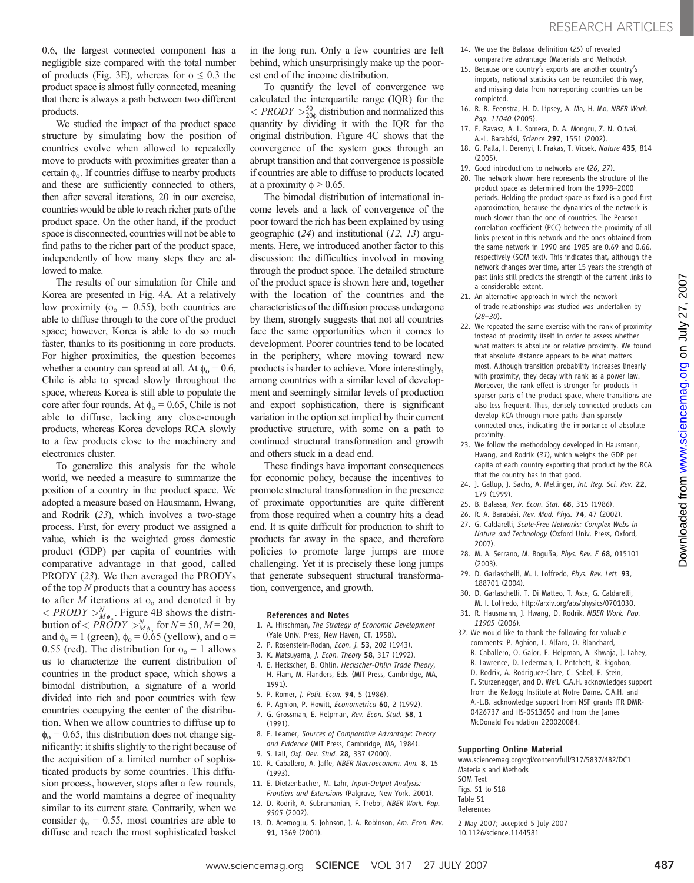0.6, the largest connected component has a negligible size compared with the total number of products (Fig. 3E), whereas for $\phi \leq 0.3$ the product space is almost fully connected, meaning that there is always a path between two different products.

We studied the impact of the product space structure by simulating how the position of countries evolve when allowed to repeatedly move to products with proximities greater than a certain $\phi_o$. If countries diffuse to nearby products and these are sufficiently connected to others, then after several iterations, 20 in our exercise, countries would be able to reach richer parts of the product space. On the other hand, if the product space is disconnected, countries will not be able to find paths to the richer part of the product space, independently of how many steps they are allowed to make.

The results of our simulation for Chile and Korea are presented in Fig. 4A. At a relatively low proximity ($\phi_o$ = 0.55), both countries are able to diffuse through to the core of the product space; however, Korea is able to do so much faster, thanks to its positioning in core products. For higher proximities, the question becomes whether a country can spread at all. At $\phi_o$ = 0.6, Chile is able to spread slowly throughout the space, whereas Korea is still able to populate the core after four rounds. At $\phi_o$ = 0.65, Chile is not able to diffuse, lacking any close-enough products, whereas Korea develops RCA slowly to a few products close to the machinery and electronics cluster.

To generalize this analysis for the whole world, we needed a measure to summarize the position of a country in the product space. We adopted a measure based on Hausmann, Hwang, and Rodrik (*23*), which involves a two-stage process. First, for every product we assigned a value, which is the weighted gross domestic product (GDP) per capita of countries with comparative advantage in that good, called PRODY (*23*). We then averaged the PRODYs of the top $N$ products that a country has access to after $M$ iterations at $\phi_o$ and denoted it by $< PRODY >^{N}_{M\phi_o}$. Figure 4B shows the distribution of $< PRODY >^{N}_{M\phi_o}$ for $N = 50$, $M = 20$, and $\phi_o = 1$ (green), $\phi_o = 0.65$ (yellow), and $\phi = 0.55$ (red). The distribution for $\phi_o = 1$ allows us to characterize the current distribution of countries in the product space, which shows a bimodal distribution, a signature of a world divided into rich and poor countries with few countries occupying the center of the distribution. When we allow countries to diffuse up to $\phi_o = 0.65$, this distribution does not change significantly: it shifts slightly to the right because of the acquisition of a limited number of sophisticated products by some countries. This diffusion process, however, stops after a few rounds, and the world maintains a degree of inequality similar to its current state. Contrarily, when we consider $\phi_o = 0.55$, most countries are able to diffuse and reach the most sophisticated basket in the long run. Only a few countries are left behind, which unsurprisingly make up the poorest end of the income distribution.

To quantify the level of convergence we calculated the interquartile range (IQR) for the $< PRODY >^{50}_{20\phi}$ distribution and normalized this quantity by dividing it with the IQR for the original distribution. Figure 4C shows that the convergence of the system goes through an abrupt transition and that convergence is possible if countries are able to diffuse to products located at a proximity $\phi > 0.65$.

The bimodal distribution of international income levels and a lack of convergence of the poor toward the rich has been explained by using geographic (*24*) and institutional (*12*, *13*) arguments. Here, we introduced another factor to this discussion: the difficulties involved in moving through the product space. The detailed structure of the product space is shown here and, together with the location of the countries and the characteristics of the diffusion process undergone by them, strongly suggests that not all countries face the same opportunities when it comes to development. Poorer countries tend to be located in the periphery, where moving toward new products is harder to achieve. More interestingly, among countries with a similar level of development and seemingly similar levels of production and export sophistication, there is significant variation in the option set implied by their current productive structure, with some on a path to continued structural transformation and growth and others stuck in a dead end.

These findings have important consequences for economic policy, because the incentives to promote structural transformation in the presence of proximate opportunities are quite different from those required when a country hits a dead end. It is quite difficult for production to shift to products far away in the space, and therefore policies to promote large jumps are more challenging. Yet it is precisely these long jumps that generate subsequent structural transformation, convergence, and growth.

### References and Notes

1. A. Hirschman, *The Strategy of Economic Development* (Yale Univ. Press, New Haven, CT, 1958).
2. P. Rosenstein-Rodan, *Econ. J.* **53**, 202 (1943).
3. K. Matsuyama, *J. Econ. Theory* **58**, 317 (1992).
4. E. Heckscher, B. Ohlin, *Heckscher-Ohlin Trade Theory*, H. Flam, M. Flanders, Eds. (MIT Press, Cambridge, MA, 1991).
5. P. Romer, *J. Polit. Econ.* **94**, 5 (1986).
6. P. Aghion, P. Howitt, *Econometrica* **60**, 2 (1992).
7. G. Grossman, E. Helpman, *Rev. Econ. Stud.* **58**, 1 (1991).
8. E. Leamer, *Sources of Comparative Advantage: Theory and Evidence* (MIT Press, Cambridge, MA, 1984).
9. S. Lall, *Oxf. Dev. Stud.* **28**, 337 (2000).
10. R. Caballero, A. Jaffe, *NBER Macroeconom. Ann.* **8**, 15 (1993).
11. E. Dietzenbacher, M. Lahr, *Input-Output Analysis: Frontiers and Extensions* (Palgrave, New York, 2001).
12. D. Rodrik, A. Subramanian, F. Trebbi, *NBER Work. Pap. 9305* (2002).
13. D. Acemoglu, S. Johnson, J. A. Robinson, *Am. Econ. Rev.* **91**, 1369 (2001).
14. We use the Balassa definition (*25*) of revealed comparative advantage (Materials and Methods).
15. Because one country's exports are another country's imports, national statistics can be reconciled this way, and missing data from nonreporting countries can be completed.
16. R. R. Feenstra, H. D. Lipsey, A. Ma, H. Mo, *NBER Work. Pap. 11040* (2005).
17. E. Ravasz, A. L. Somera, D. A. Mongru, Z. N. Oltvai, A.-L. Barabási, *Science* **297**, 1551 (2002).
18. G. Palla, I. Derenyi, I. Frakas, T. Vicsek, *Nature* **435**, 814 (2005).
19. Good introductions to networks are (*26*, *27*).
20. The network shown here represents the structure of the product space as determined from the 1998–2000 periods. Holding the product space as fixed is a good first approximation, because the dynamics of the network is much slower than the one of countries. The Pearson correlation coefficient (PCC) between the proximity of all links present in this network and the ones obtained from the same network in 1990 and 1985 are 0.69 and 0.66, respectively (SOM text). This indicates that, although the network changes over time, after 15 years the strength of past links still predicts the strength of the current links to a considerable extent.
21. An alternative approach in which the network of trade relationships was studied was undertaken by (*28*–*30*).
22. We repeated the same exercise with the rank of proximity instead of proximity itself in order to assess whether what matters is absolute or relative proximity. We found that absolute distance appears to be what matters most. Although transition probability increases linearly with proximity, they decay with rank as a power law. Moreover, the rank effect is stronger for products in sparser parts of the product space, where transitions are also less frequent. Thus, densely connected products can develop RCA through more paths than sparsely connected ones, indicating the importance of absolute proximity.
23. We follow the methodology developed in Hausmann, Hwang, and Rodrik (*31*), which weighs the GDP per capita of each country exporting that product by the RCA that the country has in that good.
24. J. Gallup, J. Sachs, A. Mellinger, *Int. Reg. Sci. Rev.* **22**, 179 (1999).
25. B. Balassa, *Rev. Econ. Stat.* **68**, 315 (1986).
26. R. A. Barabási, *Rev. Mod. Phys.* **74**, 47 (2002).
27. G. Caldarelli, *Scale-Free Networks: Complex Webs in Nature and Technology* (Oxford Univ. Press, Oxford, 2007).
28. M. A. Serrano, M. Boguña, *Phys. Rev. E* **68**, 015101 (2003).
29. D. Garlaschelli, M. I. Loffredo, *Phys. Rev. Lett.* **93**, 188701 (2004).
30. D. Garlaschelli, T. Di Matteo, T. Aste, G. Caldarelli, M. I. Loffredo, http://arxiv.org/abs/physics/0701030.
31. R. Hausmann, J. Hwang, D. Rodrik, *NBER Work. Pap. 11905* (2006).
32. We would like to thank the following for valuable comments: P. Aghion, L. Alfaro, O. Blanchard, R. Caballero, O. Galor, E. Helpman, A. Khwaja, J. Lahey, R. Lawrence, D. Lederman, L. Pritchett, R. Rigobon, D. Rodrik, A. Rodriguez-Clare, C. Sabel, E. Stein, F. Sturzenegger, and D. Weil. C.A.H. acknowledges support from the Kellogg Institute at Notre Dame. C.A.H. and A.-L.B. acknowledge support from NSF grants ITR DMR-0426737 and IIS-0513650 and from the James McDonald Foundation 220020084.

### Supporting Online Material

www.sciencemag.org/cgi/content/full/317/5837/482/DC1
Materials and Methods
SOM Text
Figs. S1 to S18
Table S1
References

2 May 2007; accepted 5 July 2007
10.1126/science.1144581